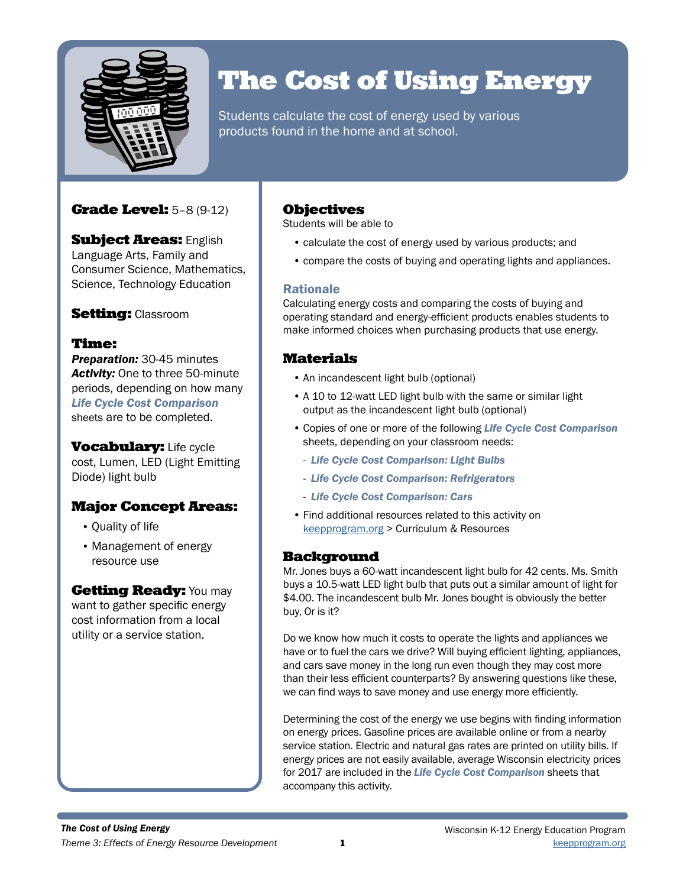# The Cost of Using Energy

Students calculate the cost of energy used by various products found in the home and at school.

**Grade Level:** 5–8 (9-12)

**Subject Areas:** English Language Arts, Family and Consumer Science, Mathematics, Science, Technology Education

**Setting:** Classroom

**Time:**
***Preparation:*** 30-45 minutes
***Activity:*** One to three 50-minute periods, depending on how many ***Life Cycle Cost Comparison*** sheets are to be completed.

**Vocabulary:** Life cycle cost, Lumen, LED (Light Emitting Diode) light bulb

**Major Concept Areas:**

- Quality of life
- Management of energy resource use

**Getting Ready:** You may want to gather specific energy cost information from a local utility or a service station.

## Objectives

Students will be able to

- calculate the cost of energy used by various products; and
- compare the costs of buying and operating lights and appliances.

### Rationale

Calculating energy costs and comparing the costs of buying and operating standard and energy-efficient products enables students to make informed choices when purchasing products that use energy.

## Materials

- An incandescent light bulb (optional)
- A 10 to 12-watt LED light bulb with the same or similar light output as the incandescent light bulb (optional)
- Copies of one or more of the following ***Life Cycle Cost Comparison*** sheets, depending on your classroom needs:
  - ***Life Cycle Cost Comparison: Light Bulbs***
  - ***Life Cycle Cost Comparison: Refrigerators***
  - ***Life Cycle Cost Comparison: Cars***
- Find additional resources related to this activity on keepprogram.org > Curriculum & Resources

## Background

Mr. Jones buys a 60-watt incandescent light bulb for 42 cents. Ms. Smith buys a 10.5-watt LED light bulb that puts out a similar amount of light for $4.00. The incandescent bulb Mr. Jones bought is obviously the better buy, Or is it?

Do we know how much it costs to operate the lights and appliances we have or to fuel the cars we drive? Will buying efficient lighting, appliances, and cars save money in the long run even though they may cost more than their less efficient counterparts? By answering questions like these, we can find ways to save money and use energy more efficiently.

Determining the cost of the energy we use begins with finding information on energy prices. Gasoline prices are available online or from a nearby service station. Electric and natural gas rates are printed on utility bills. If energy prices are not easily available, average Wisconsin electricity prices for 2017 are included in the ***Life Cycle Cost Comparison*** sheets that accompany this activity.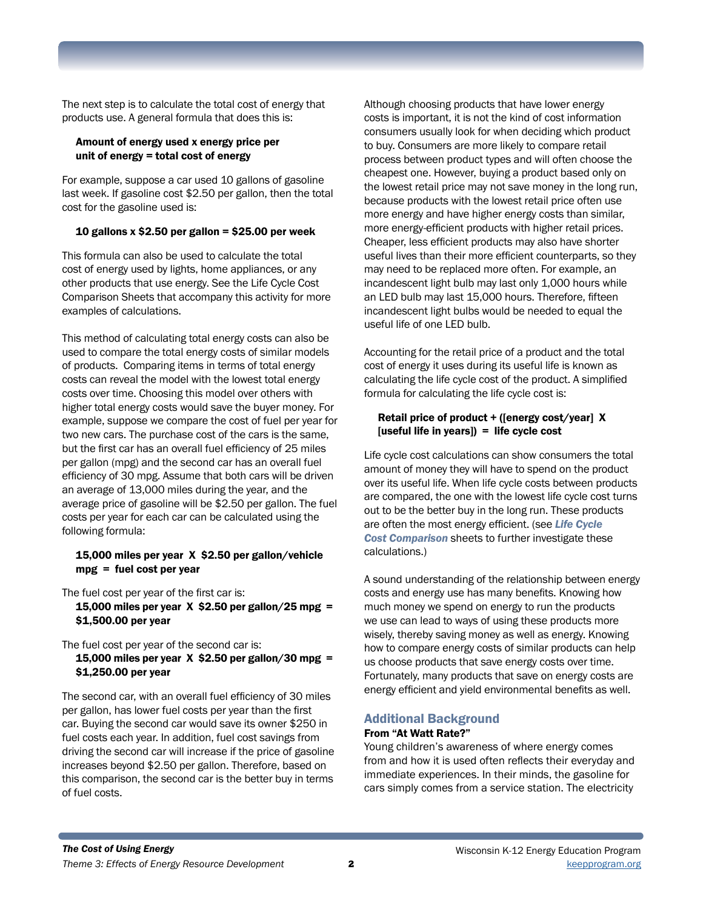The next step is to calculate the total cost of energy that products use. A general formula that does this is:

**Amount of energy used x energy price per unit of energy = total cost of energy**

For example, suppose a car used 10 gallons of gasoline last week. If gasoline cost $2.50 per gallon, then the total cost for the gasoline used is:

**10 gallons x $2.50 per gallon = $25.00 per week**

This formula can also be used to calculate the total cost of energy used by lights, home appliances, or any other products that use energy. See the Life Cycle Cost Comparison Sheets that accompany this activity for more examples of calculations.

This method of calculating total energy costs can also be used to compare the total energy costs of similar models of products. Comparing items in terms of total energy costs can reveal the model with the lowest total energy costs over time. Choosing this model over others with higher total energy costs would save the buyer money. For example, suppose we compare the cost of fuel per year for two new cars. The purchase cost of the cars is the same, but the first car has an overall fuel efficiency of 25 miles per gallon (mpg) and the second car has an overall fuel efficiency of 30 mpg. Assume that both cars will be driven an average of 13,000 miles during the year, and the average price of gasoline will be $2.50 per gallon. The fuel costs per year for each car can be calculated using the following formula:

**15,000 miles per year X $2.50 per gallon/vehicle mpg = fuel cost per year**

The fuel cost per year of the first car is:

**15,000 miles per year X $2.50 per gallon/25 mpg = $1,500.00 per year**

The fuel cost per year of the second car is:

**15,000 miles per year X $2.50 per gallon/30 mpg = $1,250.00 per year**

The second car, with an overall fuel efficiency of 30 miles per gallon, has lower fuel costs per year than the first car. Buying the second car would save its owner $250 in fuel costs each year. In addition, fuel cost savings from driving the second car will increase if the price of gasoline increases beyond $2.50 per gallon. Therefore, based on this comparison, the second car is the better buy in terms of fuel costs.

Although choosing products that have lower energy costs is important, it is not the kind of cost information consumers usually look for when deciding which product to buy. Consumers are more likely to compare retail process between product types and will often choose the cheapest one. However, buying a product based only on the lowest retail price may not save money in the long run, because products with the lowest retail price often use more energy and have higher energy costs than similar, more energy-efficient products with higher retail prices. Cheaper, less efficient products may also have shorter useful lives than their more efficient counterparts, so they may need to be replaced more often. For example, an incandescent light bulb may last only 1,000 hours while an LED bulb may last 15,000 hours. Therefore, fifteen incandescent light bulbs would be needed to equal the useful life of one LED bulb.

Accounting for the retail price of a product and the total cost of energy it uses during its useful life is known as calculating the life cycle cost of the product. A simplified formula for calculating the life cycle cost is:

**Retail price of product + ([energy cost/year] X [useful life in years]) = life cycle cost**

Life cycle cost calculations can show consumers the total amount of money they will have to spend on the product over its useful life. When life cycle costs between products are compared, the one with the lowest life cycle cost turns out to be the better buy in the long run. These products are often the most energy efficient. (see ***Life Cycle Cost Comparison*** sheets to further investigate these calculations.)

A sound understanding of the relationship between energy costs and energy use has many benefits. Knowing how much money we spend on energy to run the products we use can lead to ways of using these products more wisely, thereby saving money as well as energy. Knowing how to compare energy costs of similar products can help us choose products that save energy costs over time. Fortunately, many products that save on energy costs are energy efficient and yield environmental benefits as well.

## Additional Background

**From "At Watt Rate?"**

Young children's awareness of where energy comes from and how it is used often reflects their everyday and immediate experiences. In their minds, the gasoline for cars simply comes from a service station. The electricity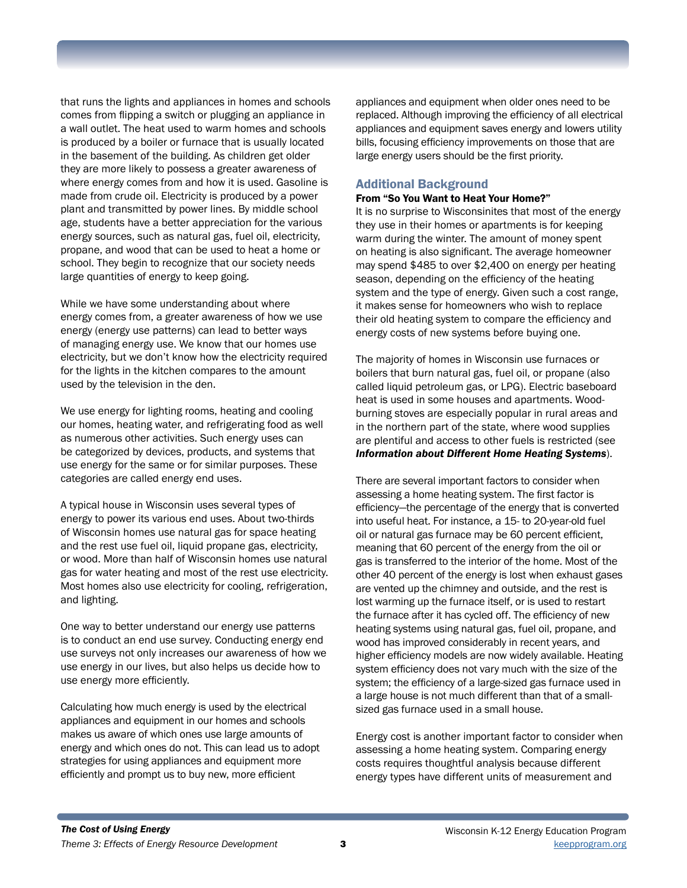that runs the lights and appliances in homes and schools comes from flipping a switch or plugging an appliance in a wall outlet. The heat used to warm homes and schools is produced by a boiler or furnace that is usually located in the basement of the building. As children get older they are more likely to possess a greater awareness of where energy comes from and how it is used. Gasoline is made from crude oil. Electricity is produced by a power plant and transmitted by power lines. By middle school age, students have a better appreciation for the various energy sources, such as natural gas, fuel oil, electricity, propane, and wood that can be used to heat a home or school. They begin to recognize that our society needs large quantities of energy to keep going.

While we have some understanding about where energy comes from, a greater awareness of how we use energy (energy use patterns) can lead to better ways of managing energy use. We know that our homes use electricity, but we don't know how the electricity required for the lights in the kitchen compares to the amount used by the television in the den.

We use energy for lighting rooms, heating and cooling our homes, heating water, and refrigerating food as well as numerous other activities. Such energy uses can be categorized by devices, products, and systems that use energy for the same or for similar purposes. These categories are called energy end uses.

A typical house in Wisconsin uses several types of energy to power its various end uses. About two-thirds of Wisconsin homes use natural gas for space heating and the rest use fuel oil, liquid propane gas, electricity, or wood. More than half of Wisconsin homes use natural gas for water heating and most of the rest use electricity. Most homes also use electricity for cooling, refrigeration, and lighting.

One way to better understand our energy use patterns is to conduct an end use survey. Conducting energy end use surveys not only increases our awareness of how we use energy in our lives, but also helps us decide how to use energy more efficiently.

Calculating how much energy is used by the electrical appliances and equipment in our homes and schools makes us aware of which ones use large amounts of energy and which ones do not. This can lead us to adopt strategies for using appliances and equipment more efficiently and prompt us to buy new, more efficient appliances and equipment when older ones need to be replaced. Although improving the efficiency of all electrical appliances and equipment saves energy and lowers utility bills, focusing efficiency improvements on those that are large energy users should be the first priority.

## Additional Background

**From "So You Want to Heat Your Home?"**

It is no surprise to Wisconsinites that most of the energy they use in their homes or apartments is for keeping warm during the winter. The amount of money spent on heating is also significant. The average homeowner may spend $485 to over $2,400 on energy per heating season, depending on the efficiency of the heating system and the type of energy. Given such a cost range, it makes sense for homeowners who wish to replace their old heating system to compare the efficiency and energy costs of new systems before buying one.

The majority of homes in Wisconsin use furnaces or boilers that burn natural gas, fuel oil, or propane (also called liquid petroleum gas, or LPG). Electric baseboard heat is used in some houses and apartments. Wood-burning stoves are especially popular in rural areas and in the northern part of the state, where wood supplies are plentiful and access to other fuels is restricted (see ***Information about Different Home Heating Systems***).

There are several important factors to consider when assessing a home heating system. The first factor is efficiency—the percentage of the energy that is converted into useful heat. For instance, a 15- to 20-year-old fuel oil or natural gas furnace may be 60 percent efficient, meaning that 60 percent of the energy from the oil or gas is transferred to the interior of the home. Most of the other 40 percent of the energy is lost when exhaust gases are vented up the chimney and outside, and the rest is lost warming up the furnace itself, or is used to restart the furnace after it has cycled off. The efficiency of new heating systems using natural gas, fuel oil, propane, and wood has improved considerably in recent years, and higher efficiency models are now widely available. Heating system efficiency does not vary much with the size of the system; the efficiency of a large-sized gas furnace used in a large house is not much different than that of a small-sized gas furnace used in a small house.

Energy cost is another important factor to consider when assessing a home heating system. Comparing energy costs requires thoughtful analysis because different energy types have different units of measurement and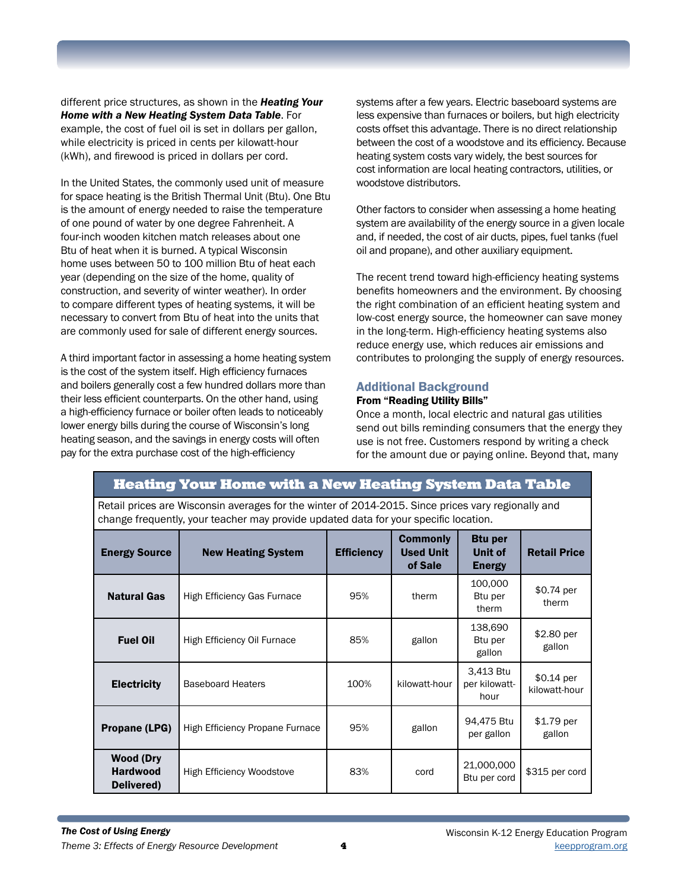different price structures, as shown in the ***Heating Your Home with a New Heating System Data Table***. For example, the cost of fuel oil is set in dollars per gallon, while electricity is priced in cents per kilowatt-hour (kWh), and firewood is priced in dollars per cord.

In the United States, the commonly used unit of measure for space heating is the British Thermal Unit (Btu). One Btu is the amount of energy needed to raise the temperature of one pound of water by one degree Fahrenheit. A four-inch wooden kitchen match releases about one Btu of heat when it is burned. A typical Wisconsin home uses between 50 to 100 million Btu of heat each year (depending on the size of the home, quality of construction, and severity of winter weather). In order to compare different types of heating systems, it will be necessary to convert from Btu of heat into the units that are commonly used for sale of different energy sources.

A third important factor in assessing a home heating system is the cost of the system itself. High efficiency furnaces and boilers generally cost a few hundred dollars more than their less efficient counterparts. On the other hand, using a high-efficiency furnace or boiler often leads to noticeably lower energy bills during the course of Wisconsin's long heating season, and the savings in energy costs will often pay for the extra purchase cost of the high-efficiency systems after a few years. Electric baseboard systems are less expensive than furnaces or boilers, but high electricity costs offset this advantage. There is no direct relationship between the cost of a woodstove and its efficiency. Because heating system costs vary widely, the best sources for cost information are local heating contractors, utilities, or woodstove distributors.

Other factors to consider when assessing a home heating system are availability of the energy source in a given locale and, if needed, the cost of air ducts, pipes, fuel tanks (fuel oil and propane), and other auxiliary equipment.

The recent trend toward high-efficiency heating systems benefits homeowners and the environment. By choosing the right combination of an efficient heating system and low-cost energy source, the homeowner can save money in the long-term. High-efficiency heating systems also reduce energy use, which reduces air emissions and contributes to prolonging the supply of energy resources.

## Additional Background

**From "Reading Utility Bills"**

Once a month, local electric and natural gas utilities send out bills reminding consumers that the energy they use is not free. Customers respond by writing a check for the amount due or paying online. Beyond that, many

**Heating Your Home with a New Heating System Data Table**

Retail prices are Wisconsin averages for the winter of 2014-2015. Since prices vary regionally and change frequently, your teacher may provide updated data for your specific location.

| Energy Source | New Heating System | Efficiency | Commonly Used Unit of Sale | Btu per Unit of Energy | Retail Price |
|---|---|---|---|---|---|
| **Natural Gas** | High Efficiency Gas Furnace | 95% | therm | 100,000 Btu per therm | $0.74 per therm |
| **Fuel Oil** | High Efficiency Oil Furnace | 85% | gallon | 138,690 Btu per gallon | $2.80 per gallon |
| **Electricity** | Baseboard Heaters | 100% | kilowatt-hour | 3,413 Btu per kilowatt-hour | $0.14 per kilowatt-hour |
| **Propane (LPG)** | High Efficiency Propane Furnace | 95% | gallon | 94,475 Btu per gallon | $1.79 per gallon |
| **Wood (Dry Hardwood Delivered)** | High Efficiency Woodstove | 83% | cord | 21,000,000 Btu per cord | $315 per cord |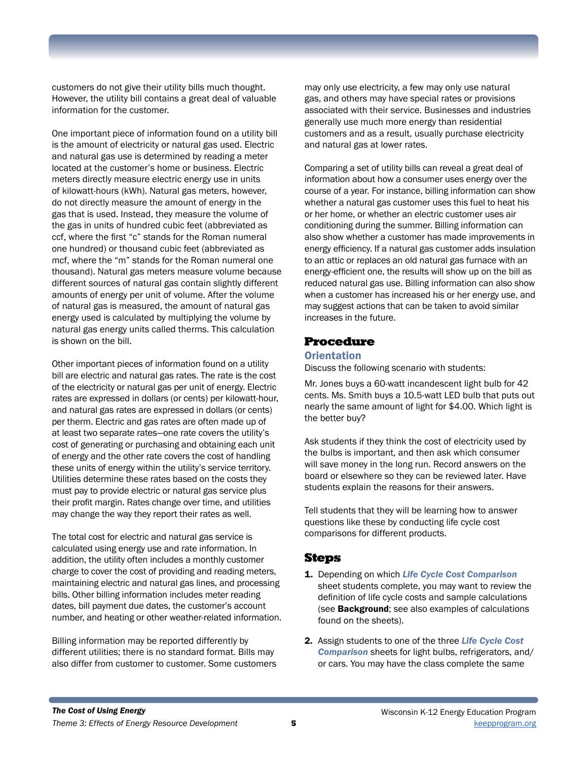customers do not give their utility bills much thought. However, the utility bill contains a great deal of valuable information for the customer.

One important piece of information found on a utility bill is the amount of electricity or natural gas used. Electric and natural gas use is determined by reading a meter located at the customer's home or business. Electric meters directly measure electric energy use in units of kilowatt-hours (kWh). Natural gas meters, however, do not directly measure the amount of energy in the gas that is used. Instead, they measure the volume of the gas in units of hundred cubic feet (abbreviated as ccf, where the first "c" stands for the Roman numeral one hundred) or thousand cubic feet (abbreviated as mcf, where the "m" stands for the Roman numeral one thousand). Natural gas meters measure volume because different sources of natural gas contain slightly different amounts of energy per unit of volume. After the volume of natural gas is measured, the amount of natural gas energy used is calculated by multiplying the volume by natural gas energy units called therms. This calculation is shown on the bill.

Other important pieces of information found on a utility bill are electric and natural gas rates. The rate is the cost of the electricity or natural gas per unit of energy. Electric rates are expressed in dollars (or cents) per kilowatt-hour, and natural gas rates are expressed in dollars (or cents) per therm. Electric and gas rates are often made up of at least two separate rates—one rate covers the utility's cost of generating or purchasing and obtaining each unit of energy and the other rate covers the cost of handling these units of energy within the utility's service territory. Utilities determine these rates based on the costs they must pay to provide electric or natural gas service plus their profit margin. Rates change over time, and utilities may change the way they report their rates as well.

The total cost for electric and natural gas service is calculated using energy use and rate information. In addition, the utility often includes a monthly customer charge to cover the cost of providing and reading meters, maintaining electric and natural gas lines, and processing bills. Other billing information includes meter reading dates, bill payment due dates, the customer's account number, and heating or other weather-related information.

Billing information may be reported differently by different utilities; there is no standard format. Bills may also differ from customer to customer. Some customers may only use electricity, a few may only use natural gas, and others may have special rates or provisions associated with their service. Businesses and industries generally use much more energy than residential customers and as a result, usually purchase electricity and natural gas at lower rates.

Comparing a set of utility bills can reveal a great deal of information about how a consumer uses energy over the course of a year. For instance, billing information can show whether a natural gas customer uses this fuel to heat his or her home, or whether an electric customer uses air conditioning during the summer. Billing information can also show whether a customer has made improvements in energy efficiency. If a natural gas customer adds insulation to an attic or replaces an old natural gas furnace with an energy-efficient one, the results will show up on the bill as reduced natural gas use. Billing information can also show when a customer has increased his or her energy use, and may suggest actions that can be taken to avoid similar increases in the future.

## Procedure

### Orientation

Discuss the following scenario with students:

Mr. Jones buys a 60-watt incandescent light bulb for 42 cents. Ms. Smith buys a 10.5-watt LED bulb that puts out nearly the same amount of light for $4.00. Which light is the better buy?

Ask students if they think the cost of electricity used by the bulbs is important, and then ask which consumer will save money in the long run. Record answers on the board or elsewhere so they can be reviewed later. Have students explain the reasons for their answers.

Tell students that they will be learning how to answer questions like these by conducting life cycle cost comparisons for different products.

## Steps

1. Depending on which ***Life Cycle Cost Comparison*** sheet students complete, you may want to review the definition of life cycle costs and sample calculations (see **Background**; see also examples of calculations found on the sheets).
2. Assign students to one of the three ***Life Cycle Cost Comparison*** sheets for light bulbs, refrigerators, and/or cars. You may have the class complete the same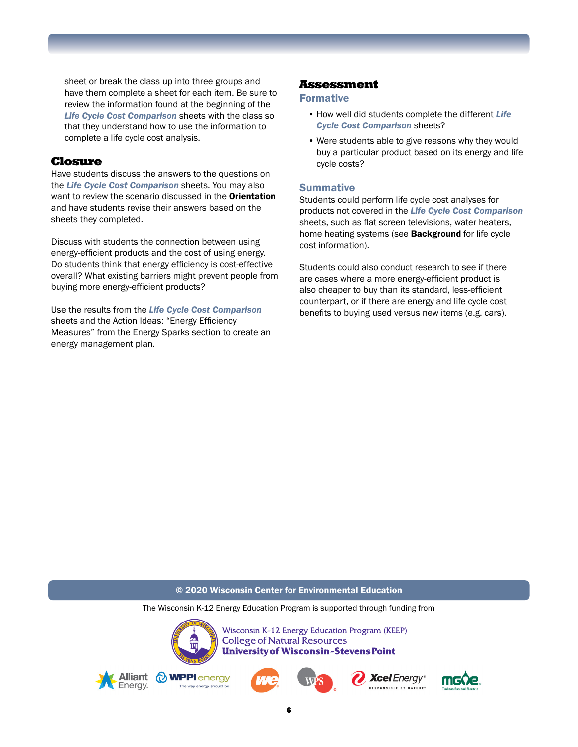sheet or break the class up into three groups and have them complete a sheet for each item. Be sure to review the information found at the beginning of the ***Life Cycle Cost Comparison*** sheets with the class so that they understand how to use the information to complete a life cycle cost analysis.

## Closure

Have students discuss the answers to the questions on the ***Life Cycle Cost Comparison*** sheets. You may also want to review the scenario discussed in the **Orientation** and have students revise their answers based on the sheets they completed.

Discuss with students the connection between using energy-efficient products and the cost of using energy. Do students think that energy efficiency is cost-effective overall? What existing barriers might prevent people from buying more energy-efficient products?

Use the results from the ***Life Cycle Cost Comparison*** sheets and the Action Ideas: "Energy Efficiency Measures" from the Energy Sparks section to create an energy management plan.

## Assessment

### Formative

- How well did students complete the different ***Life Cycle Cost Comparison*** sheets?
- Were students able to give reasons why they would buy a particular product based on its energy and life cycle costs?

### Summative

Students could perform life cycle cost analyses for products not covered in the ***Life Cycle Cost Comparison*** sheets, such as flat screen televisions, water heaters, home heating systems (see **Background** for life cycle cost information).

Students could also conduct research to see if there are cases where a more energy-efficient product is also cheaper to buy than its standard, less-efficient counterpart, or if there are energy and life cycle cost benefits to buying used versus new items (e.g. cars).

© 2020 Wisconsin Center for Environmental Education

The Wisconsin K-12 Energy Education Program is supported through funding from

Wisconsin K-12 Energy Education Program (KEEP)
College of Natural Resources
University of Wisconsin-Stevens Point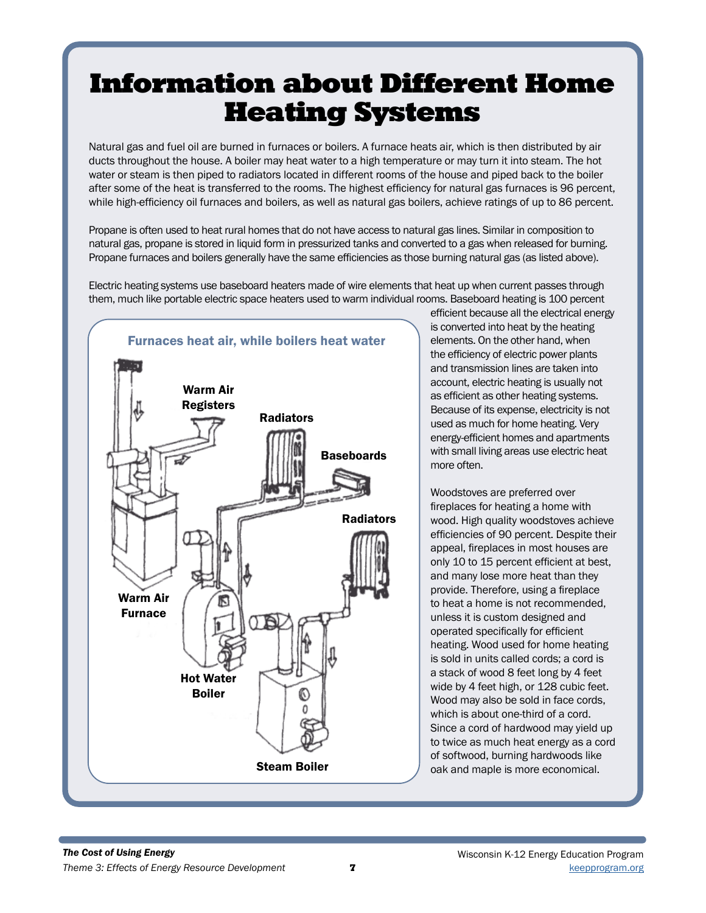# Information about Different Home Heating Systems

Natural gas and fuel oil are burned in furnaces or boilers. A furnace heats air, which is then distributed by air ducts throughout the house. A boiler may heat water to a high temperature or may turn it into steam. The hot water or steam is then piped to radiators located in different rooms of the house and piped back to the boiler after some of the heat is transferred to the rooms. The highest efficiency for natural gas furnaces is 96 percent, while high-efficiency oil furnaces and boilers, as well as natural gas boilers, achieve ratings of up to 86 percent.

Propane is often used to heat rural homes that do not have access to natural gas lines. Similar in composition to natural gas, propane is stored in liquid form in pressurized tanks and converted to a gas when released for burning. Propane furnaces and boilers generally have the same efficiencies as those burning natural gas (as listed above).

Electric heating systems use baseboard heaters made of wire elements that heat up when current passes through them, much like portable electric space heaters used to warm individual rooms. Baseboard heating is 100 percent efficient because all the electrical energy is converted into heat by the heating elements. On the other hand, when the efficiency of electric power plants and transmission lines are taken into account, electric heating is usually not as efficient as other heating systems. Because of its expense, electricity is not used as much for home heating. Very energy-efficient homes and apartments with small living areas use electric heat more often.

**Furnaces heat air, while boilers heat water**

Warm Air Registers
Radiators
Baseboards
Radiators
Warm Air Furnace
Hot Water Boiler
Steam Boiler

Woodstoves are preferred over fireplaces for heating a home with wood. High quality woodstoves achieve efficiencies of 90 percent. Despite their appeal, fireplaces in most houses are only 10 to 15 percent efficient at best, and many lose more heat than they provide. Therefore, using a fireplace to heat a home is not recommended, unless it is custom designed and operated specifically for efficient heating. Wood used for home heating is sold in units called cords; a cord is a stack of wood 8 feet long by 4 feet wide by 4 feet high, or 128 cubic feet. Wood may also be sold in face cords, which is about one-third of a cord. Since a cord of hardwood may yield up to twice as much heat energy as a cord of softwood, burning hardwoods like oak and maple is more economical.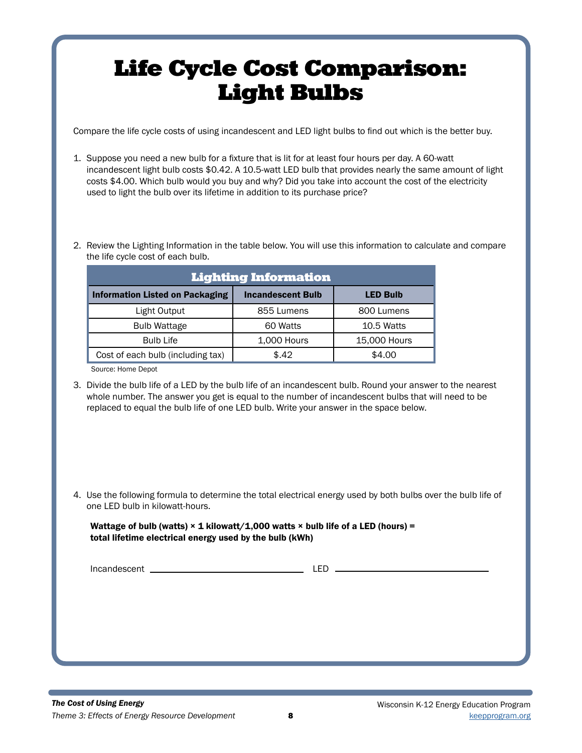# Life Cycle Cost Comparison: Light Bulbs

Compare the life cycle costs of using incandescent and LED light bulbs to find out which is the better buy.

1. Suppose you need a new bulb for a fixture that is lit for at least four hours per day. A 60-watt incandescent light bulb costs $0.42. A 10.5-watt LED bulb that provides nearly the same amount of light costs $4.00. Which bulb would you buy and why? Did you take into account the cost of the electricity used to light the bulb over its lifetime in addition to its purchase price?

2. Review the Lighting Information in the table below. You will use this information to calculate and compare the life cycle cost of each bulb.

| Lighting Information | | |
|---|---|---|
| **Information Listed on Packaging** | **Incandescent Bulb** | **LED Bulb** |
| Light Output | 855 Lumens | 800 Lumens |
| Bulb Wattage | 60 Watts | 10.5 Watts |
| Bulb Life | 1,000 Hours | 15,000 Hours |
| Cost of each bulb (including tax) | $.42 | $4.00 |

Source: Home Depot

3. Divide the bulb life of a LED by the bulb life of an incandescent bulb. Round your answer to the nearest whole number. The answer you get is equal to the number of incandescent bulbs that will need to be replaced to equal the bulb life of one LED bulb. Write your answer in the space below.

4. Use the following formula to determine the total electrical energy used by both bulbs over the bulb life of one LED bulb in kilowatt-hours.

   **Wattage of bulb (watts) × 1 kilowatt/1,000 watts × bulb life of a LED (hours) = total lifetime electrical energy used by the bulb (kWh)**

   Incandescent ______________________ LED ______________________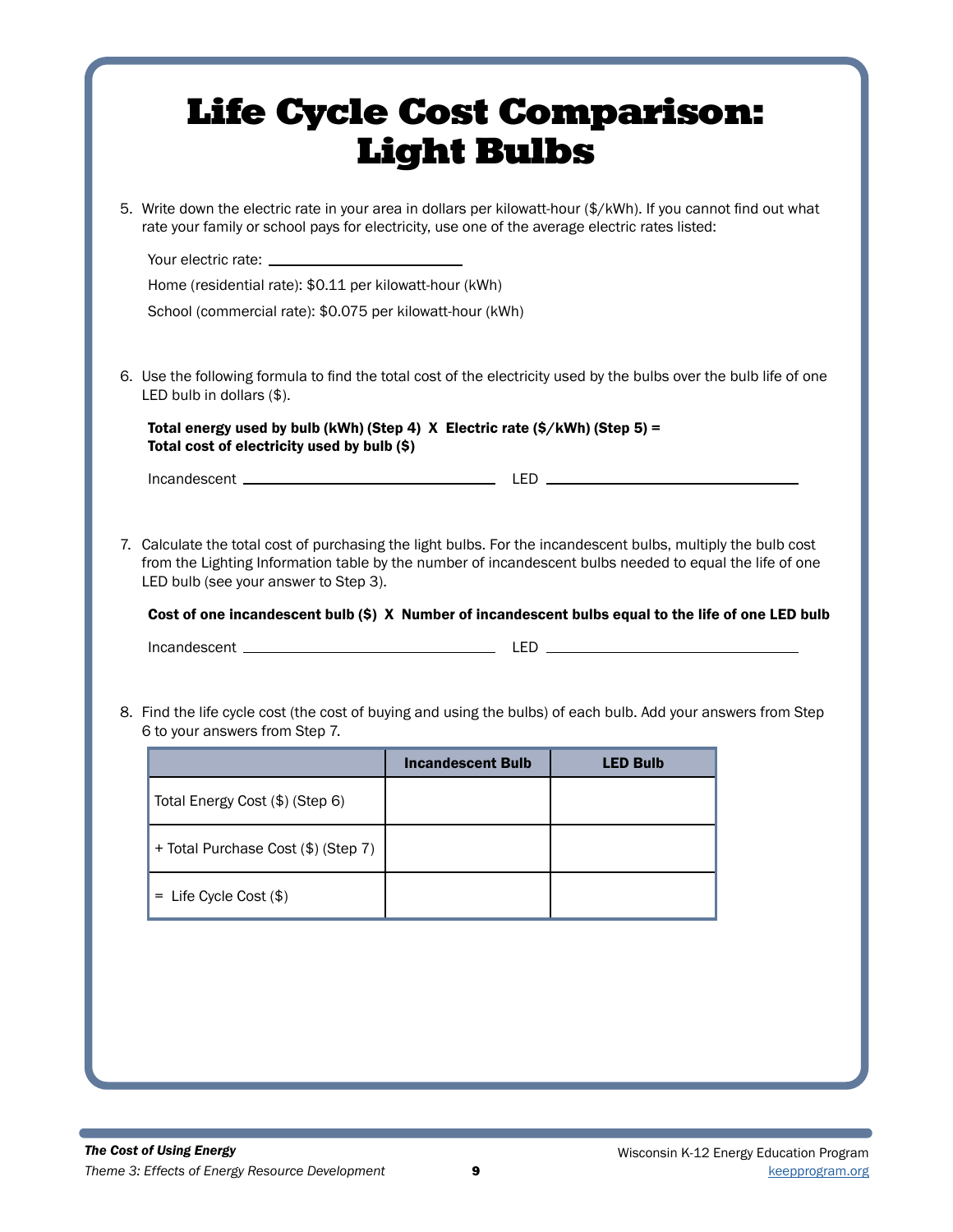# Life Cycle Cost Comparison: Light Bulbs

5. Write down the electric rate in your area in dollars per kilowatt-hour ($/kWh). If you cannot find out what rate your family or school pays for electricity, use one of the average electric rates listed:

   Your electric rate: ____________________

   Home (residential rate): $0.11 per kilowatt-hour (kWh)

   School (commercial rate): $0.075 per kilowatt-hour (kWh)

6. Use the following formula to find the total cost of the electricity used by the bulbs over the bulb life of one LED bulb in dollars ($).

   **Total energy used by bulb (kWh) (Step 4) X Electric rate ($/kWh) (Step 5) = Total cost of electricity used by bulb ($)**

   Incandescent ____________________ LED ____________________

7. Calculate the total cost of purchasing the light bulbs. For the incandescent bulbs, multiply the bulb cost from the Lighting Information table by the number of incandescent bulbs needed to equal the life of one LED bulb (see your answer to Step 3).

   **Cost of one incandescent bulb ($) X Number of incandescent bulbs equal to the life of one LED bulb**

   Incandescent ____________________ LED ____________________

8. Find the life cycle cost (the cost of buying and using the bulbs) of each bulb. Add your answers from Step 6 to your answers from Step 7.

| | Incandescent Bulb | LED Bulb |
|---|---|---|
| Total Energy Cost ($) (Step 6) | | |
| + Total Purchase Cost ($) (Step 7) | | |
| = Life Cycle Cost ($) | | |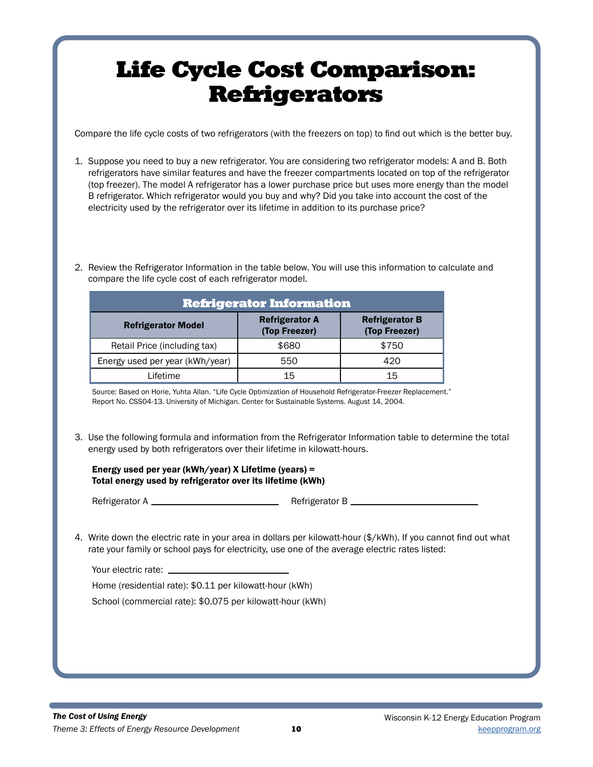# Life Cycle Cost Comparison: Refrigerators

Compare the life cycle costs of two refrigerators (with the freezers on top) to find out which is the better buy.

1. Suppose you need to buy a new refrigerator. You are considering two refrigerator models: A and B. Both refrigerators have similar features and have the freezer compartments located on top of the refrigerator (top freezer). The model A refrigerator has a lower purchase price but uses more energy than the model B refrigerator. Which refrigerator would you buy and why? Did you take into account the cost of the electricity used by the refrigerator over its lifetime in addition to its purchase price?

2. Review the Refrigerator Information in the table below. You will use this information to calculate and compare the life cycle cost of each refrigerator model.

**Refrigerator Information**

| Refrigerator Model | Refrigerator A (Top Freezer) | Refrigerator B (Top Freezer) |
|---|---|---|
| Retail Price (including tax) | $680 | $750 |
| Energy used per year (kWh/year) | 550 | 420 |
| Lifetime | 15 | 15 |

Source: Based on Horie, Yuhta Allan. "Life Cycle Optimization of Household Refrigerator-Freezer Replacement." Report No. CSS04-13. University of Michigan. Center for Sustainable Systems. August 14, 2004.

3. Use the following formula and information from the Refrigerator Information table to determine the total energy used by both refrigerators over their lifetime in kilowatt-hours.

   **Energy used per year (kWh/year) X Lifetime (years) =**
   **Total energy used by refrigerator over its lifetime (kWh)**

   Refrigerator A ______________________ Refrigerator B ______________________

4. Write down the electric rate in your area in dollars per kilowatt-hour ($/kWh). If you cannot find out what rate your family or school pays for electricity, use one of the average electric rates listed:

   Your electric rate: ______________________

   Home (residential rate): $0.11 per kilowatt-hour (kWh)

   School (commercial rate): $0.075 per kilowatt-hour (kWh)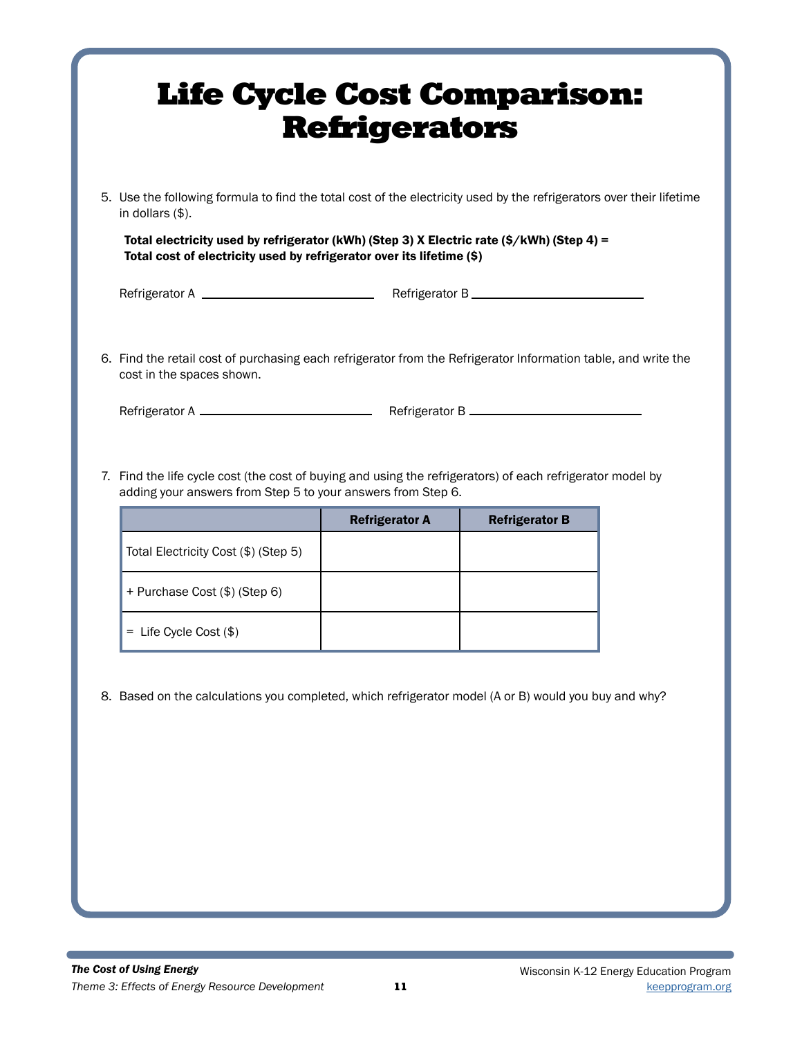# Life Cycle Cost Comparison: Refrigerators

5. Use the following formula to find the total cost of the electricity used by the refrigerators over their lifetime in dollars ($).

   **Total electricity used by refrigerator (kWh) (Step 3) X Electric rate ($/kWh) (Step 4) = Total cost of electricity used by refrigerator over its lifetime ($)**

   Refrigerator A ______________________ Refrigerator B ______________________

6. Find the retail cost of purchasing each refrigerator from the Refrigerator Information table, and write the cost in the spaces shown.

   Refrigerator A ______________________ Refrigerator B ______________________

7. Find the life cycle cost (the cost of buying and using the refrigerators) of each refrigerator model by adding your answers from Step 5 to your answers from Step 6.

| | Refrigerator A | Refrigerator B |
|---|---|---|
| Total Electricity Cost ($) (Step 5) | | |
| + Purchase Cost ($) (Step 6) | | |
| = Life Cycle Cost ($) | | |

8. Based on the calculations you completed, which refrigerator model (A or B) would you buy and why?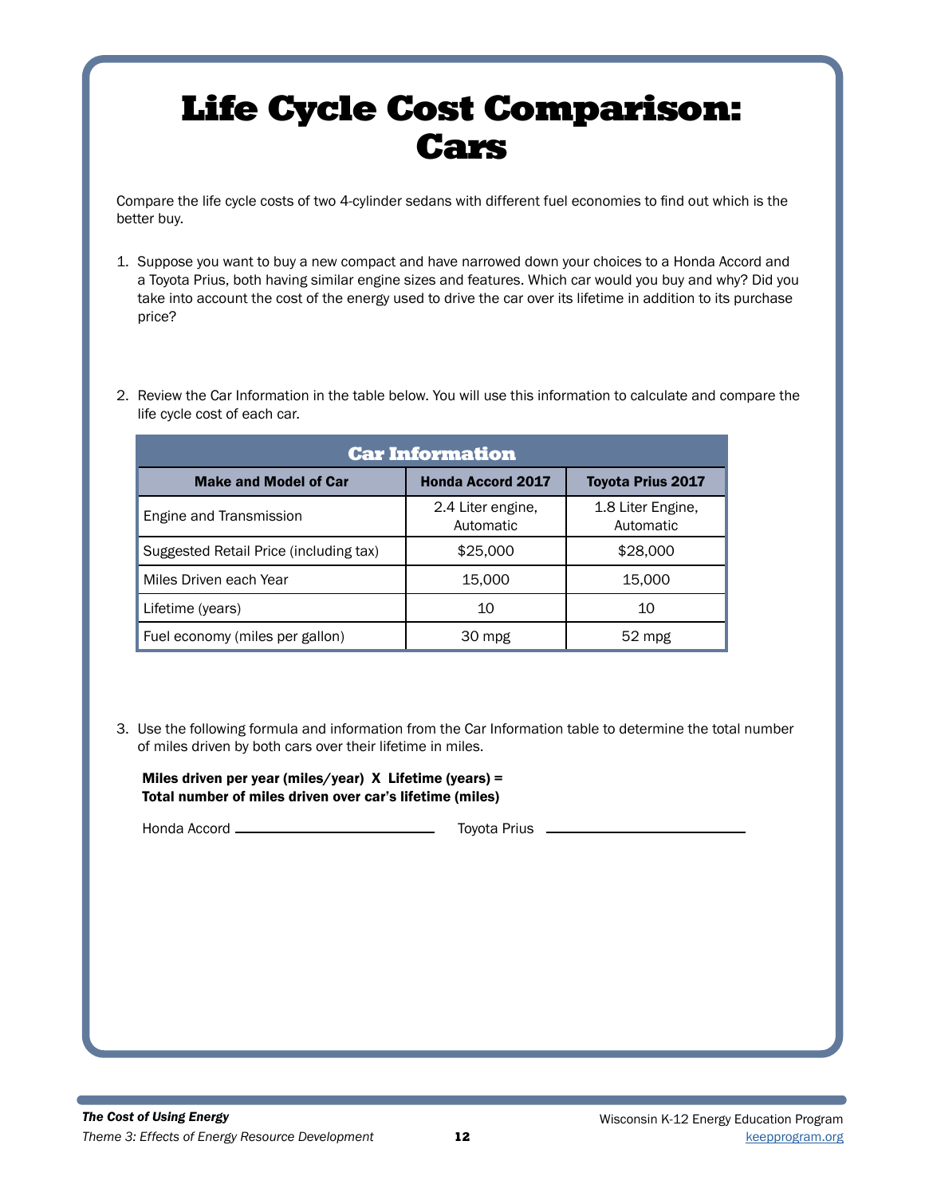# Life Cycle Cost Comparison: Cars

Compare the life cycle costs of two 4-cylinder sedans with different fuel economies to find out which is the better buy.

1. Suppose you want to buy a new compact and have narrowed down your choices to a Honda Accord and a Toyota Prius, both having similar engine sizes and features. Which car would you buy and why? Did you take into account the cost of the energy used to drive the car over its lifetime in addition to its purchase price?

2. Review the Car Information in the table below. You will use this information to calculate and compare the life cycle cost of each car.

| Car Information | | |
|---|---|---|
| **Make and Model of Car** | **Honda Accord 2017** | **Toyota Prius 2017** |
| Engine and Transmission | 2.4 Liter engine, Automatic | 1.8 Liter Engine, Automatic |
| Suggested Retail Price (including tax) | $25,000 | $28,000 |
| Miles Driven each Year | 15,000 | 15,000 |
| Lifetime (years) | 10 | 10 |
| Fuel economy (miles per gallon) | 30 mpg | 52 mpg |

3. Use the following formula and information from the Car Information table to determine the total number of miles driven by both cars over their lifetime in miles.

   **Miles driven per year (miles/year) X Lifetime (years) =**
   **Total number of miles driven over car's lifetime (miles)**

   Honda Accord ____________________ Toyota Prius ____________________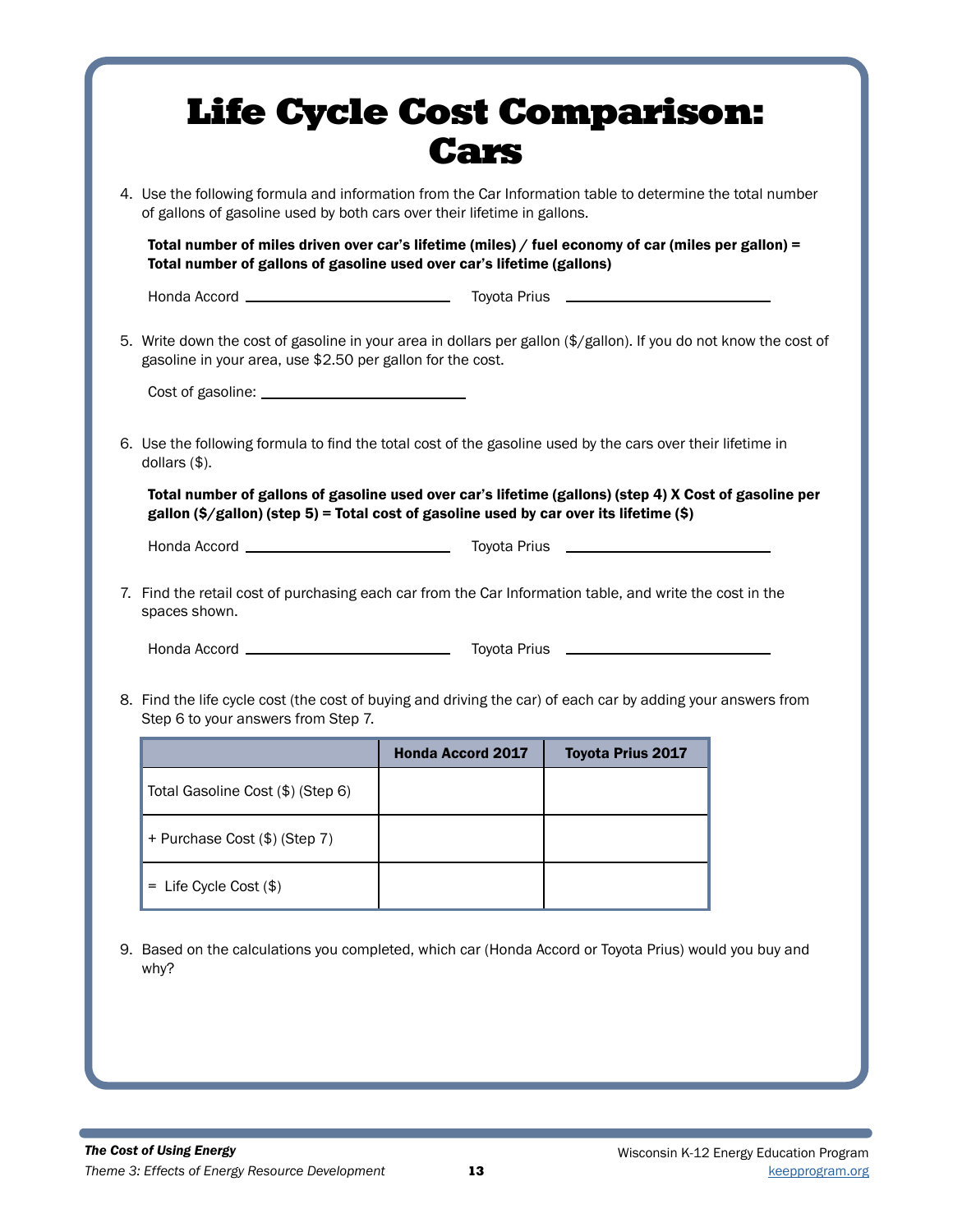# Life Cycle Cost Comparison: Cars

4. Use the following formula and information from the Car Information table to determine the total number of gallons of gasoline used by both cars over their lifetime in gallons.

   **Total number of miles driven over car's lifetime (miles) / fuel economy of car (miles per gallon) = Total number of gallons of gasoline used over car's lifetime (gallons)**

   Honda Accord ____________________ Toyota Prius ____________________

5. Write down the cost of gasoline in your area in dollars per gallon ($/gallon). If you do not know the cost of gasoline in your area, use $2.50 per gallon for the cost.

   Cost of gasoline: ____________________

6. Use the following formula to find the total cost of the gasoline used by the cars over their lifetime in dollars ($).

   **Total number of gallons of gasoline used over car's lifetime (gallons) (step 4) X Cost of gasoline per gallon ($/gallon) (step 5) = Total cost of gasoline used by car over its lifetime ($)**

   Honda Accord ____________________ Toyota Prius ____________________

7. Find the retail cost of purchasing each car from the Car Information table, and write the cost in the spaces shown.

   Honda Accord ____________________ Toyota Prius ____________________

8. Find the life cycle cost (the cost of buying and driving the car) of each car by adding your answers from Step 6 to your answers from Step 7.

| | Honda Accord 2017 | Toyota Prius 2017 |
|---|---|---|
| Total Gasoline Cost ($) (Step 6) | | |
| + Purchase Cost ($) (Step 7) | | |
| = Life Cycle Cost ($) | | |

9. Based on the calculations you completed, which car (Honda Accord or Toyota Prius) would you buy and why?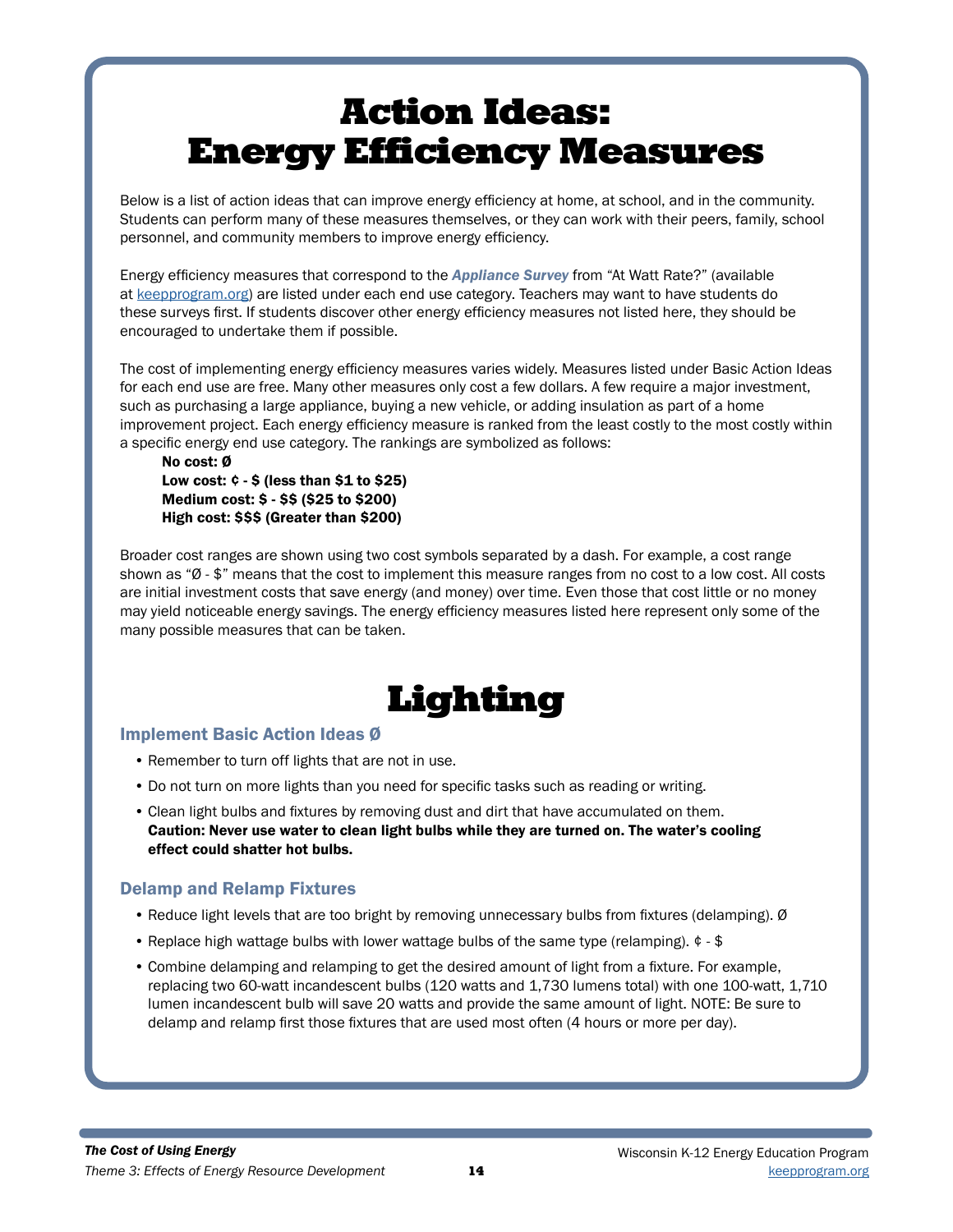# Action Ideas: Energy Efficiency Measures

Below is a list of action ideas that can improve energy efficiency at home, at school, and in the community. Students can perform many of these measures themselves, or they can work with their peers, family, school personnel, and community members to improve energy efficiency.

Energy efficiency measures that correspond to the ***Appliance Survey*** from "At Watt Rate?" (available at keepprogram.org) are listed under each end use category. Teachers may want to have students do these surveys first. If students discover other energy efficiency measures not listed here, they should be encouraged to undertake them if possible.

The cost of implementing energy efficiency measures varies widely. Measures listed under Basic Action Ideas for each end use are free. Many other measures only cost a few dollars. A few require a major investment, such as purchasing a large appliance, buying a new vehicle, or adding insulation as part of a home improvement project. Each energy efficiency measure is ranked from the least costly to the most costly within a specific energy end use category. The rankings are symbolized as follows:

**No cost: Ø**
**Low cost: ¢ - $ (less than $1 to $25)**
**Medium cost: $ - $$ ($25 to $200)**
**High cost: $$$ (Greater than $200)**

Broader cost ranges are shown using two cost symbols separated by a dash. For example, a cost range shown as "Ø - $" means that the cost to implement this measure ranges from no cost to a low cost. All costs are initial investment costs that save energy (and money) over time. Even those that cost little or no money may yield noticeable energy savings. The energy efficiency measures listed here represent only some of the many possible measures that can be taken.

# Lighting

### Implement Basic Action Ideas Ø

- Remember to turn off lights that are not in use.
- Do not turn on more lights than you need for specific tasks such as reading or writing.
- Clean light bulbs and fixtures by removing dust and dirt that have accumulated on them. **Caution: Never use water to clean light bulbs while they are turned on. The water's cooling effect could shatter hot bulbs.**

### Delamp and Relamp Fixtures

- Reduce light levels that are too bright by removing unnecessary bulbs from fixtures (delamping). Ø
- Replace high wattage bulbs with lower wattage bulbs of the same type (relamping). ¢ - $
- Combine delamping and relamping to get the desired amount of light from a fixture. For example, replacing two 60-watt incandescent bulbs (120 watts and 1,730 lumens total) with one 100-watt, 1,710 lumen incandescent bulb will save 20 watts and provide the same amount of light. NOTE: Be sure to delamp and relamp first those fixtures that are used most often (4 hours or more per day).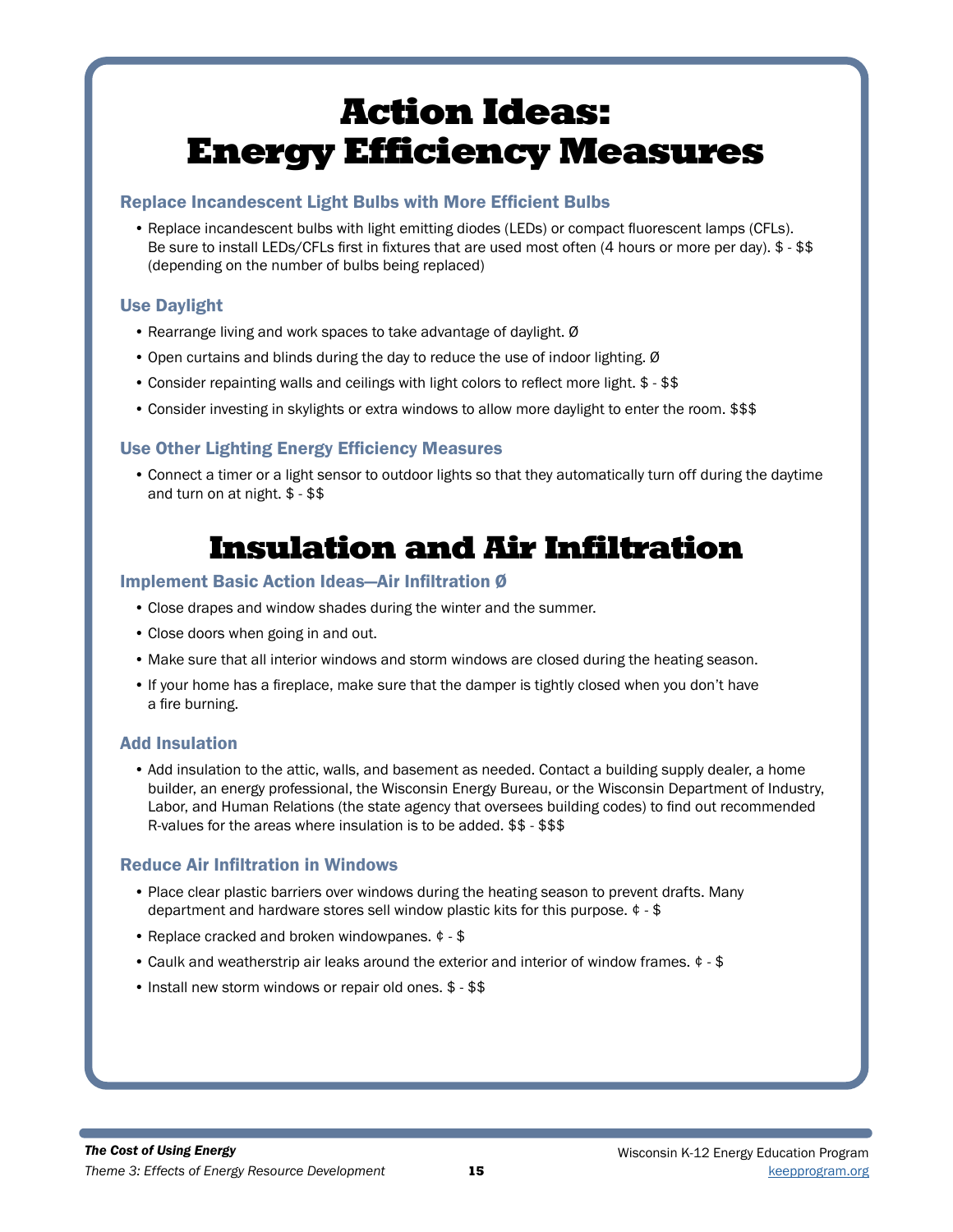# Action Ideas: Energy Efficiency Measures

### Replace Incandescent Light Bulbs with More Efficient Bulbs

- Replace incandescent bulbs with light emitting diodes (LEDs) or compact fluorescent lamps (CFLs). Be sure to install LEDs/CFLs first in fixtures that are used most often (4 hours or more per day). $ - $$ (depending on the number of bulbs being replaced)

### Use Daylight

- Rearrange living and work spaces to take advantage of daylight. Ø
- Open curtains and blinds during the day to reduce the use of indoor lighting. Ø
- Consider repainting walls and ceilings with light colors to reflect more light. $ - $$
- Consider investing in skylights or extra windows to allow more daylight to enter the room. $$$

### Use Other Lighting Energy Efficiency Measures

- Connect a timer or a light sensor to outdoor lights so that they automatically turn off during the daytime and turn on at night. $ - $$

# Insulation and Air Infiltration

### Implement Basic Action Ideas—Air Infiltration Ø

- Close drapes and window shades during the winter and the summer.
- Close doors when going in and out.
- Make sure that all interior windows and storm windows are closed during the heating season.
- If your home has a fireplace, make sure that the damper is tightly closed when you don't have a fire burning.

### Add Insulation

- Add insulation to the attic, walls, and basement as needed. Contact a building supply dealer, a home builder, an energy professional, the Wisconsin Energy Bureau, or the Wisconsin Department of Industry, Labor, and Human Relations (the state agency that oversees building codes) to find out recommended R-values for the areas where insulation is to be added. $$ - $$$

### Reduce Air Infiltration in Windows

- Place clear plastic barriers over windows during the heating season to prevent drafts. Many department and hardware stores sell window plastic kits for this purpose. ¢ - $
- Replace cracked and broken windowpanes. ¢ - $
- Caulk and weatherstrip air leaks around the exterior and interior of window frames. ¢ - $
- Install new storm windows or repair old ones. $ - $$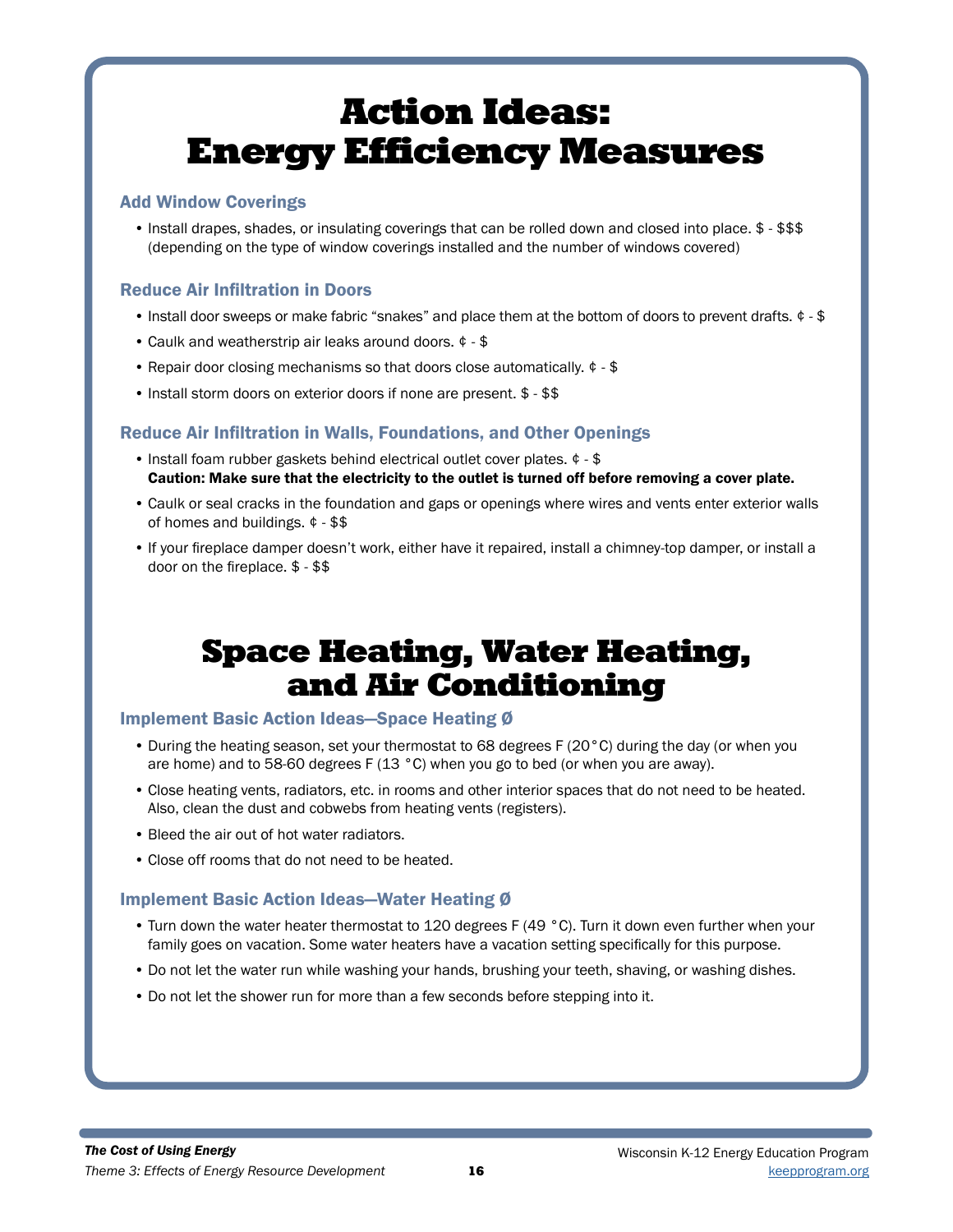# Action Ideas: Energy Efficiency Measures

### Add Window Coverings

- Install drapes, shades, or insulating coverings that can be rolled down and closed into place. $ - $$$ (depending on the type of window coverings installed and the number of windows covered)

### Reduce Air Infiltration in Doors

- Install door sweeps or make fabric “snakes” and place them at the bottom of doors to prevent drafts. ¢ - $
- Caulk and weatherstrip air leaks around doors. ¢ - $
- Repair door closing mechanisms so that doors close automatically. ¢ - $
- Install storm doors on exterior doors if none are present. $ - $$

### Reduce Air Infiltration in Walls, Foundations, and Other Openings

- Install foam rubber gaskets behind electrical outlet cover plates. ¢ - $
  **Caution: Make sure that the electricity to the outlet is turned off before removing a cover plate.**
- Caulk or seal cracks in the foundation and gaps or openings where wires and vents enter exterior walls of homes and buildings. ¢ - $$
- If your fireplace damper doesn’t work, either have it repaired, install a chimney-top damper, or install a door on the fireplace. $ - $$

# Space Heating, Water Heating, and Air Conditioning

### Implement Basic Action Ideas—Space Heating Ø

- During the heating season, set your thermostat to 68 degrees F (20°C) during the day (or when you are home) and to 58-60 degrees F (13 °C) when you go to bed (or when you are away).
- Close heating vents, radiators, etc. in rooms and other interior spaces that do not need to be heated. Also, clean the dust and cobwebs from heating vents (registers).
- Bleed the air out of hot water radiators.
- Close off rooms that do not need to be heated.

### Implement Basic Action Ideas—Water Heating Ø

- Turn down the water heater thermostat to 120 degrees F (49 °C). Turn it down even further when your family goes on vacation. Some water heaters have a vacation setting specifically for this purpose.
- Do not let the water run while washing your hands, brushing your teeth, shaving, or washing dishes.
- Do not let the shower run for more than a few seconds before stepping into it.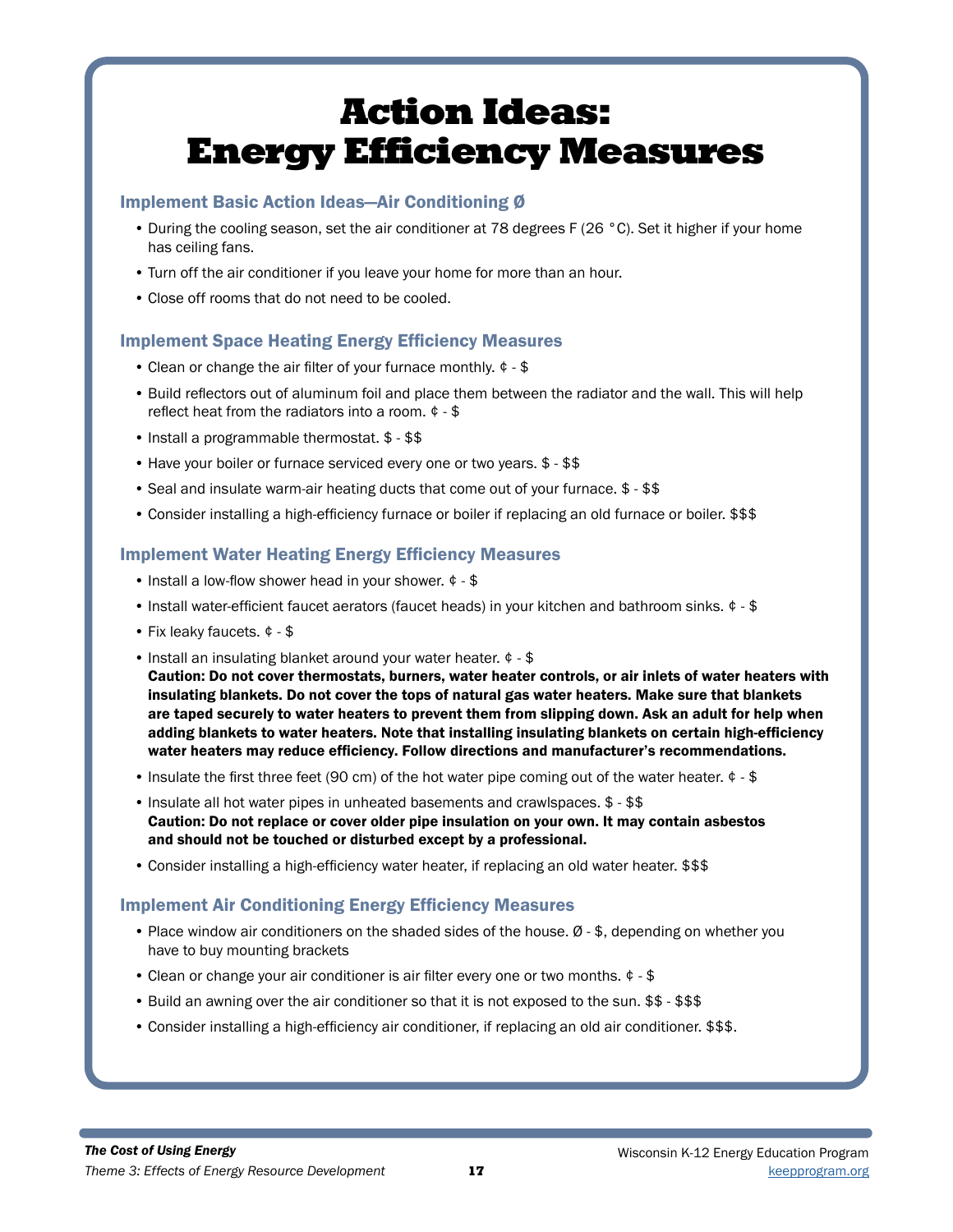# Action Ideas: Energy Efficiency Measures

## Implement Basic Action Ideas—Air Conditioning Ø

- During the cooling season, set the air conditioner at 78 degrees F (26 °C). Set it higher if your home has ceiling fans.
- Turn off the air conditioner if you leave your home for more than an hour.
- Close off rooms that do not need to be cooled.

## Implement Space Heating Energy Efficiency Measures

- Clean or change the air filter of your furnace monthly. ¢ - $
- Build reflectors out of aluminum foil and place them between the radiator and the wall. This will help reflect heat from the radiators into a room. ¢ - $
- Install a programmable thermostat. $ - $$
- Have your boiler or furnace serviced every one or two years. $ - $$
- Seal and insulate warm-air heating ducts that come out of your furnace. $ - $$
- Consider installing a high-efficiency furnace or boiler if replacing an old furnace or boiler. $$$

## Implement Water Heating Energy Efficiency Measures

- Install a low-flow shower head in your shower. ¢ - $
- Install water-efficient faucet aerators (faucet heads) in your kitchen and bathroom sinks. ¢ - $
- Fix leaky faucets. ¢ - $
- Install an insulating blanket around your water heater. ¢ - $
  **Caution: Do not cover thermostats, burners, water heater controls, or air inlets of water heaters with insulating blankets. Do not cover the tops of natural gas water heaters. Make sure that blankets are taped securely to water heaters to prevent them from slipping down. Ask an adult for help when adding blankets to water heaters. Note that installing insulating blankets on certain high-efficiency water heaters may reduce efficiency. Follow directions and manufacturer's recommendations.**
- Insulate the first three feet (90 cm) of the hot water pipe coming out of the water heater. ¢ - $
- Insulate all hot water pipes in unheated basements and crawlspaces. $ - $$
  **Caution: Do not replace or cover older pipe insulation on your own. It may contain asbestos and should not be touched or disturbed except by a professional.**
- Consider installing a high-efficiency water heater, if replacing an old water heater. $$$

## Implement Air Conditioning Energy Efficiency Measures

- Place window air conditioners on the shaded sides of the house. Ø - $, depending on whether you have to buy mounting brackets
- Clean or change your air conditioner is air filter every one or two months. ¢ - $
- Build an awning over the air conditioner so that it is not exposed to the sun. $$ - $$$
- Consider installing a high-efficiency air conditioner, if replacing an old air conditioner. $$$.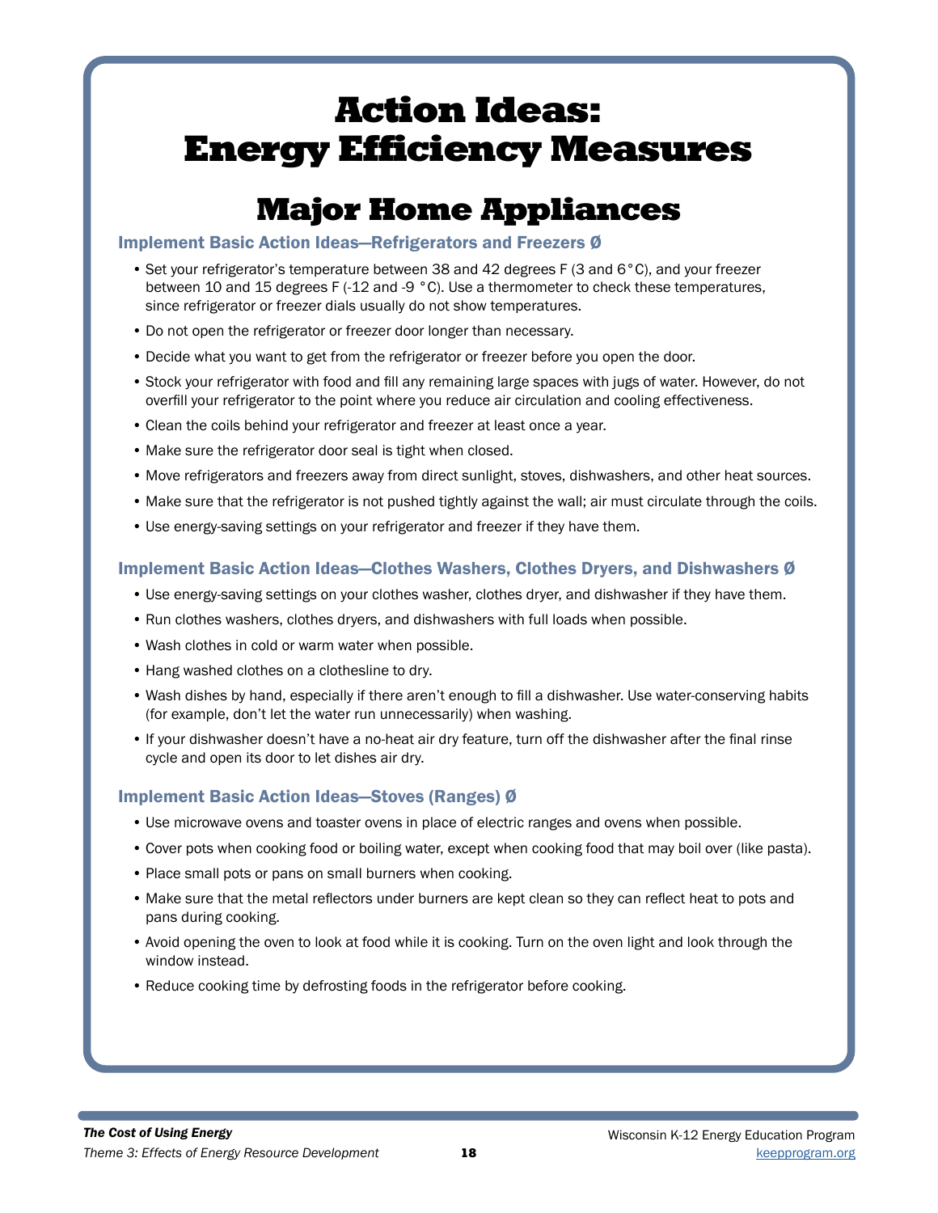# Action Ideas: Energy Efficiency Measures

## Major Home Appliances

### Implement Basic Action Ideas—Refrigerators and Freezers Ø

- Set your refrigerator's temperature between 38 and 42 degrees F (3 and 6°C), and your freezer between 10 and 15 degrees F (-12 and -9 °C). Use a thermometer to check these temperatures, since refrigerator or freezer dials usually do not show temperatures.
- Do not open the refrigerator or freezer door longer than necessary.
- Decide what you want to get from the refrigerator or freezer before you open the door.
- Stock your refrigerator with food and fill any remaining large spaces with jugs of water. However, do not overfill your refrigerator to the point where you reduce air circulation and cooling effectiveness.
- Clean the coils behind your refrigerator and freezer at least once a year.
- Make sure the refrigerator door seal is tight when closed.
- Move refrigerators and freezers away from direct sunlight, stoves, dishwashers, and other heat sources.
- Make sure that the refrigerator is not pushed tightly against the wall; air must circulate through the coils.
- Use energy-saving settings on your refrigerator and freezer if they have them.

### Implement Basic Action Ideas—Clothes Washers, Clothes Dryers, and Dishwashers Ø

- Use energy-saving settings on your clothes washer, clothes dryer, and dishwasher if they have them.
- Run clothes washers, clothes dryers, and dishwashers with full loads when possible.
- Wash clothes in cold or warm water when possible.
- Hang washed clothes on a clothesline to dry.
- Wash dishes by hand, especially if there aren't enough to fill a dishwasher. Use water-conserving habits (for example, don't let the water run unnecessarily) when washing.
- If your dishwasher doesn't have a no-heat air dry feature, turn off the dishwasher after the final rinse cycle and open its door to let dishes air dry.

### Implement Basic Action Ideas—Stoves (Ranges) Ø

- Use microwave ovens and toaster ovens in place of electric ranges and ovens when possible.
- Cover pots when cooking food or boiling water, except when cooking food that may boil over (like pasta).
- Place small pots or pans on small burners when cooking.
- Make sure that the metal reflectors under burners are kept clean so they can reflect heat to pots and pans during cooking.
- Avoid opening the oven to look at food while it is cooking. Turn on the oven light and look through the window instead.
- Reduce cooking time by defrosting foods in the refrigerator before cooking.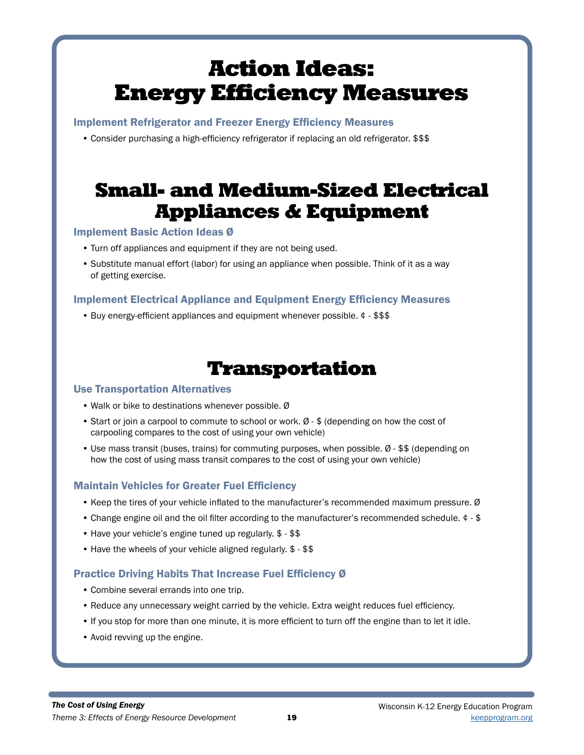# Action Ideas: Energy Efficiency Measures

### Implement Refrigerator and Freezer Energy Efficiency Measures

- Consider purchasing a high-efficiency refrigerator if replacing an old refrigerator. $$$

# Small- and Medium-Sized Electrical Appliances & Equipment

### Implement Basic Action Ideas Ø

- Turn off appliances and equipment if they are not being used.
- Substitute manual effort (labor) for using an appliance when possible. Think of it as a way of getting exercise.

### Implement Electrical Appliance and Equipment Energy Efficiency Measures

- Buy energy-efficient appliances and equipment whenever possible. ¢ - $$$

# Transportation

### Use Transportation Alternatives

- Walk or bike to destinations whenever possible. Ø
- Start or join a carpool to commute to school or work. Ø - $ (depending on how the cost of carpooling compares to the cost of using your own vehicle)
- Use mass transit (buses, trains) for commuting purposes, when possible. Ø - $$ (depending on how the cost of using mass transit compares to the cost of using your own vehicle)

### Maintain Vehicles for Greater Fuel Efficiency

- Keep the tires of your vehicle inflated to the manufacturer's recommended maximum pressure. Ø
- Change engine oil and the oil filter according to the manufacturer's recommended schedule. ¢ - $
- Have your vehicle's engine tuned up regularly. $ - $$
- Have the wheels of your vehicle aligned regularly. $ - $$

### Practice Driving Habits That Increase Fuel Efficiency Ø

- Combine several errands into one trip.
- Reduce any unnecessary weight carried by the vehicle. Extra weight reduces fuel efficiency.
- If you stop for more than one minute, it is more efficient to turn off the engine than to let it idle.
- Avoid revving up the engine.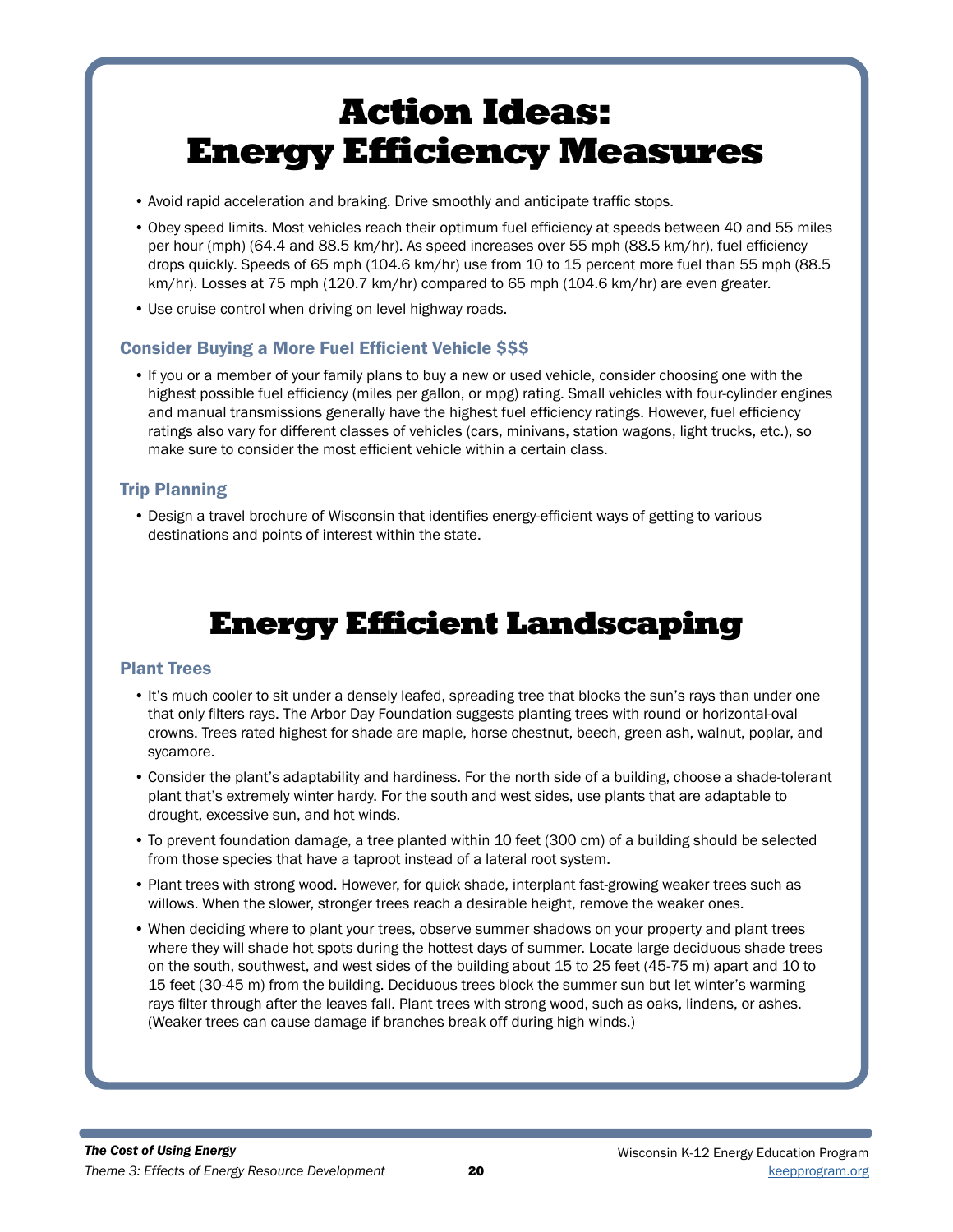# Action Ideas: Energy Efficiency Measures

- Avoid rapid acceleration and braking. Drive smoothly and anticipate traffic stops.
- Obey speed limits. Most vehicles reach their optimum fuel efficiency at speeds between 40 and 55 miles per hour (mph) (64.4 and 88.5 km/hr). As speed increases over 55 mph (88.5 km/hr), fuel efficiency drops quickly. Speeds of 65 mph (104.6 km/hr) use from 10 to 15 percent more fuel than 55 mph (88.5 km/hr). Losses at 75 mph (120.7 km/hr) compared to 65 mph (104.6 km/hr) are even greater.
- Use cruise control when driving on level highway roads.

### Consider Buying a More Fuel Efficient Vehicle $$$

- If you or a member of your family plans to buy a new or used vehicle, consider choosing one with the highest possible fuel efficiency (miles per gallon, or mpg) rating. Small vehicles with four-cylinder engines and manual transmissions generally have the highest fuel efficiency ratings. However, fuel efficiency ratings also vary for different classes of vehicles (cars, minivans, station wagons, light trucks, etc.), so make sure to consider the most efficient vehicle within a certain class.

### Trip Planning

- Design a travel brochure of Wisconsin that identifies energy-efficient ways of getting to various destinations and points of interest within the state.

# Energy Efficient Landscaping

### Plant Trees

- It's much cooler to sit under a densely leafed, spreading tree that blocks the sun's rays than under one that only filters rays. The Arbor Day Foundation suggests planting trees with round or horizontal-oval crowns. Trees rated highest for shade are maple, horse chestnut, beech, green ash, walnut, poplar, and sycamore.
- Consider the plant's adaptability and hardiness. For the north side of a building, choose a shade-tolerant plant that's extremely winter hardy. For the south and west sides, use plants that are adaptable to drought, excessive sun, and hot winds.
- To prevent foundation damage, a tree planted within 10 feet (300 cm) of a building should be selected from those species that have a taproot instead of a lateral root system.
- Plant trees with strong wood. However, for quick shade, interplant fast-growing weaker trees such as willows. When the slower, stronger trees reach a desirable height, remove the weaker ones.
- When deciding where to plant your trees, observe summer shadows on your property and plant trees where they will shade hot spots during the hottest days of summer. Locate large deciduous shade trees on the south, southwest, and west sides of the building about 15 to 25 feet (45-75 m) apart and 10 to 15 feet (30-45 m) from the building. Deciduous trees block the summer sun but let winter's warming rays filter through after the leaves fall. Plant trees with strong wood, such as oaks, lindens, or ashes. (Weaker trees can cause damage if branches break off during high winds.)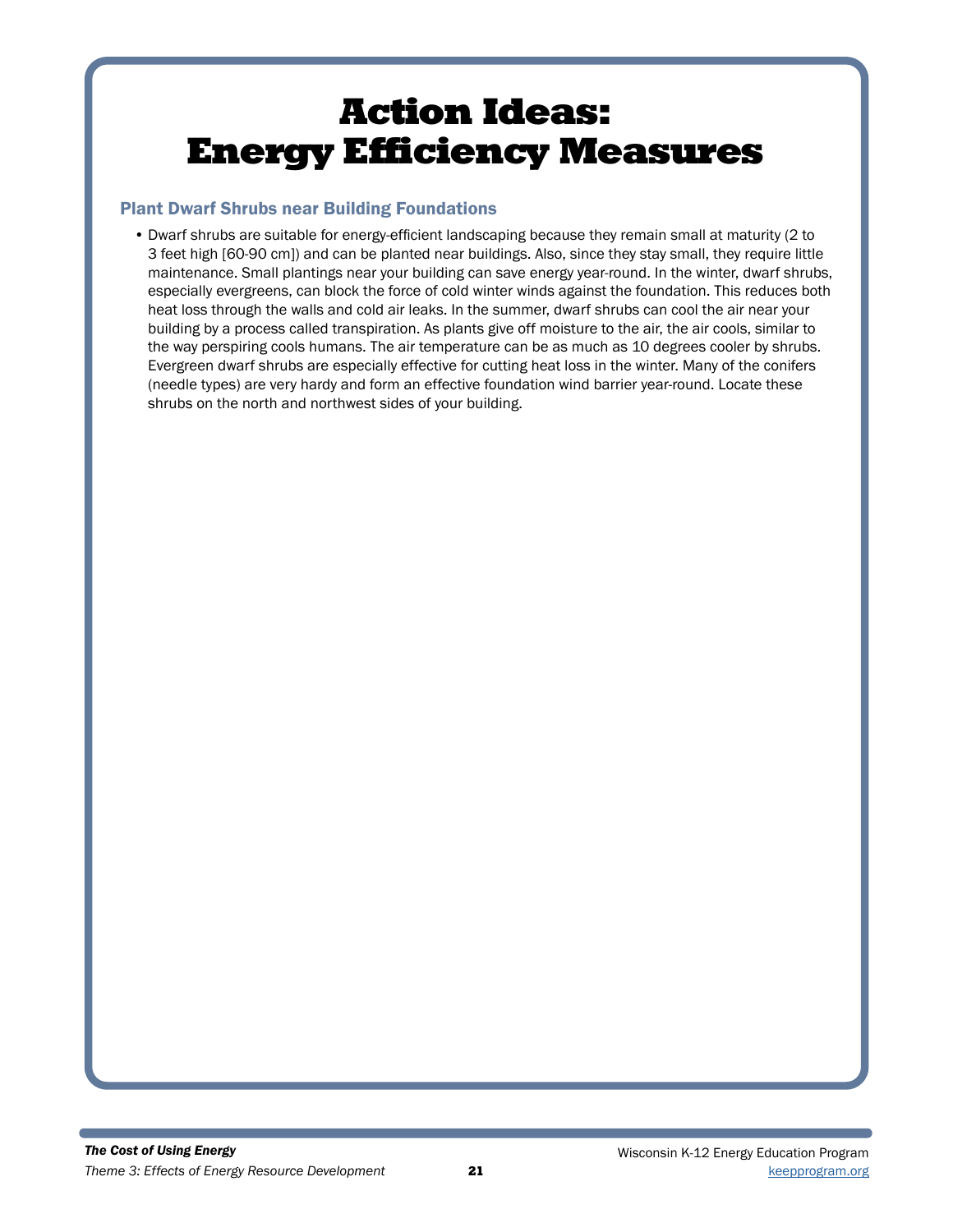# Action Ideas: Energy Efficiency Measures

## Plant Dwarf Shrubs near Building Foundations

- Dwarf shrubs are suitable for energy-efficient landscaping because they remain small at maturity (2 to 3 feet high [60-90 cm]) and can be planted near buildings. Also, since they stay small, they require little maintenance. Small plantings near your building can save energy year-round. In the winter, dwarf shrubs, especially evergreens, can block the force of cold winter winds against the foundation. This reduces both heat loss through the walls and cold air leaks. In the summer, dwarf shrubs can cool the air near your building by a process called transpiration. As plants give off moisture to the air, the air cools, similar to the way perspiring cools humans. The air temperature can be as much as 10 degrees cooler by shrubs. Evergreen dwarf shrubs are especially effective for cutting heat loss in the winter. Many of the conifers (needle types) are very hardy and form an effective foundation wind barrier year-round. Locate these shrubs on the north and northwest sides of your building.